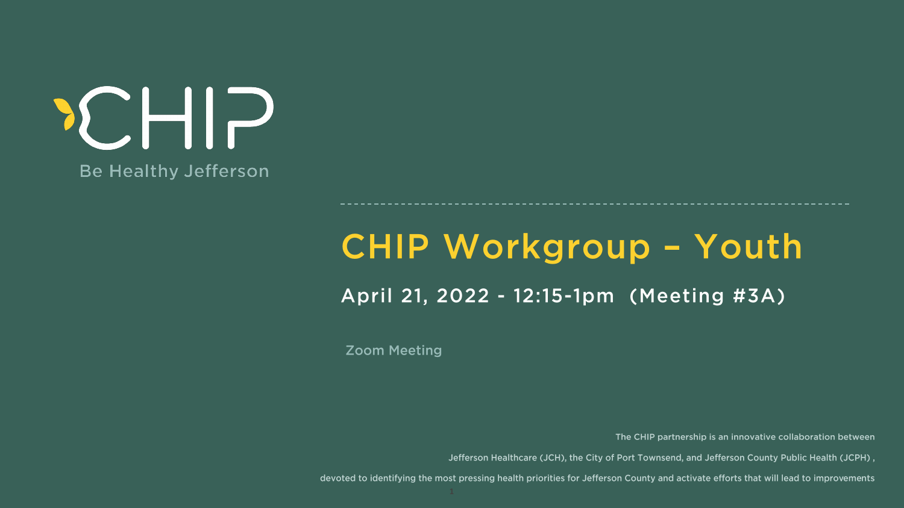CHIP

Be Healthy Jefferson

# CHIP Workgroup – Youth

## April 21, 2022 - 12:15-1pm (Meeting #3A)

Zoom Meeting

The CHIP partnership is an innovative collaboration between Jefferson Healthcare (JCH), the City of Port Townsend, and Jefferson County Public Health (JCPH) , devoted to identifying the most pressing health priorities for Jefferson County and activate efforts that will lead to improvements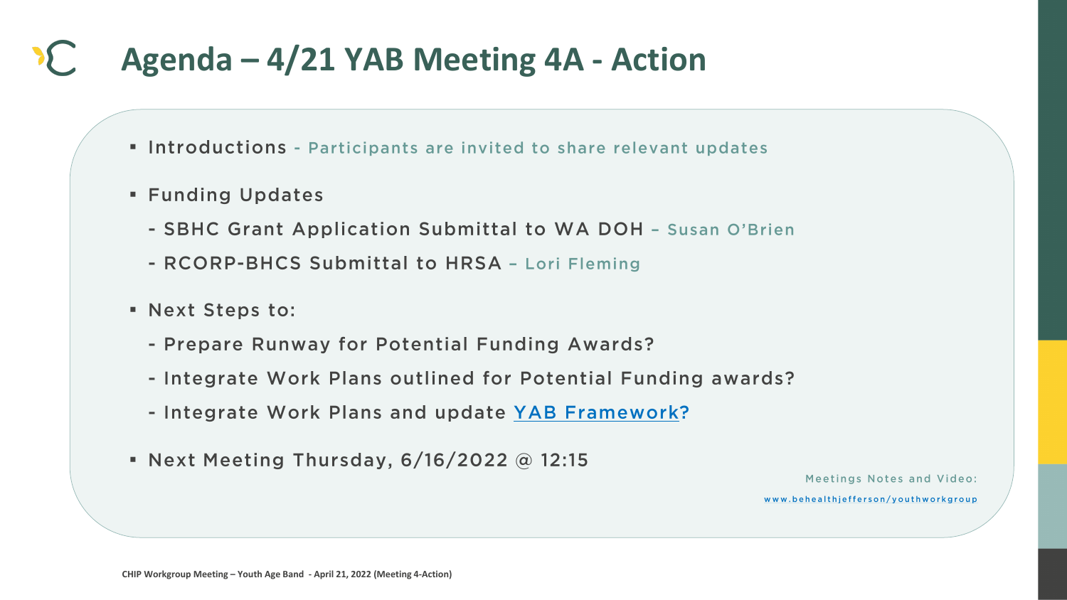# Agenda – 4/21 YAB Meeting 4A - Action

- Introductions - Participants are invited to share relevant updates
- Funding Updates
  - SBHC Grant Application Submittal to WA DOH – Susan O'Brien
  - RCORP-BHCS Submittal to HRSA – Lori Fleming
- Next Steps to:
  - Prepare Runway for Potential Funding Awards?
  - Integrate Work Plans outlined for Potential Funding awards?
  - Integrate Work Plans and update YAB Framework?
- Next Meeting Thursday, 6/16/2022 @ 12:15

Meetings Notes and Video:
www.behealthjefferson/youthworkgroup

CHIP Workgroup Meeting – Youth Age Band - April 21, 2022 (Meeting 4-Action)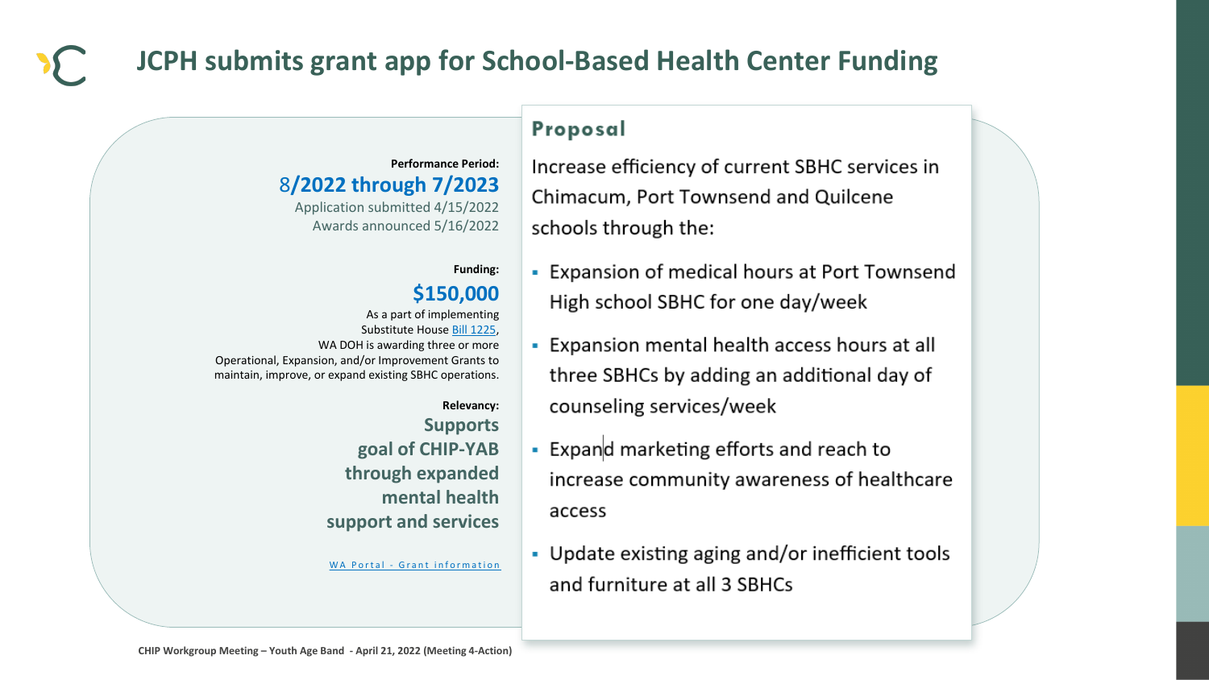# JCPH submits grant app for School-Based Health Center Funding

**Performance Period:**

## 8/2022 through 7/2023

Application submitted 4/15/2022
Awards announced 5/16/2022

**Funding:**

## $150,000

As a part of implementing Substitute House Bill 1225, WA DOH is awarding three or more Operational, Expansion, and/or Improvement Grants to maintain, improve, or expand existing SBHC operations.

**Relevancy:**

**Supports goal of CHIP-YAB through expanded mental health support and services**

WA Portal - Grant information

## Proposal

Increase efficiency of current SBHC services in Chimacum, Port Townsend and Quilcene schools through the:

- Expansion of medical hours at Port Townsend High school SBHC for one day/week
- Expansion mental health access hours at all three SBHCs by adding an additional day of counseling services/week
- Expand marketing efforts and reach to increase community awareness of healthcare access
- Update existing aging and/or inefficient tools and furniture at all 3 SBHCs

CHIP Workgroup Meeting – Youth Age Band - April 21, 2022 (Meeting 4-Action)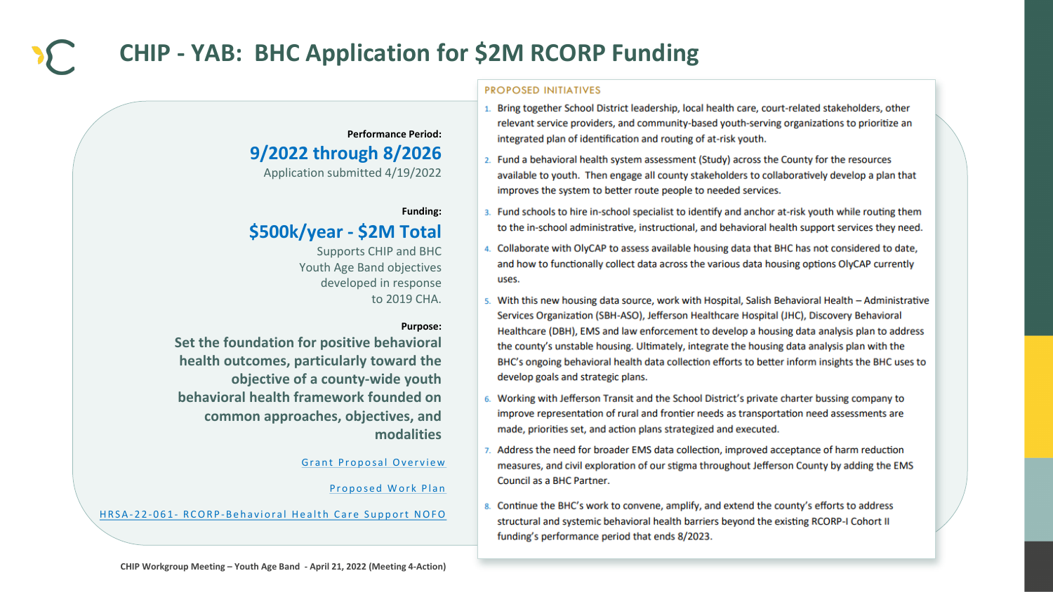# CHIP - YAB: BHC Application for $2M RCORP Funding

**Performance Period:**

**9/2022 through 8/2026**

Application submitted 4/19/2022

**Funding:**

**$500k/year - $2M Total**

Supports CHIP and BHC Youth Age Band objectives developed in response to 2019 CHA.

**Purpose:**

**Set the foundation for positive behavioral health outcomes, particularly toward the objective of a county-wide youth behavioral health framework founded on common approaches, objectives, and modalities**

Grant Proposal Overview

Proposed Work Plan

HRSA-22-061- RCORP-Behavioral Health Care Support NOFO

## PROPOSED INITIATIVES

1. Bring together School District leadership, local health care, court-related stakeholders, other relevant service providers, and community-based youth-serving organizations to prioritize an integrated plan of identification and routing of at-risk youth.
2. Fund a behavioral health system assessment (Study) across the County for the resources available to youth. Then engage all county stakeholders to collaboratively develop a plan that improves the system to better route people to needed services.
3. Fund schools to hire in-school specialist to identify and anchor at-risk youth while routing them to the in-school administrative, instructional, and behavioral health support services they need.
4. Collaborate with OlyCAP to assess available housing data that BHC has not considered to date, and how to functionally collect data across the various data housing options OlyCAP currently uses.
5. With this new housing data source, work with Hospital, Salish Behavioral Health – Administrative Services Organization (SBH-ASO), Jefferson Healthcare Hospital (JHC), Discovery Behavioral Healthcare (DBH), EMS and law enforcement to develop a housing data analysis plan to address the county's unstable housing. Ultimately, integrate the housing data analysis plan with the BHC's ongoing behavioral health data collection efforts to better inform insights the BHC uses to develop goals and strategic plans.
6. Working with Jefferson Transit and the School District's private charter bussing company to improve representation of rural and frontier needs as transportation need assessments are made, priorities set, and action plans strategized and executed.
7. Address the need for broader EMS data collection, improved acceptance of harm reduction measures, and civil exploration of our stigma throughout Jefferson County by adding the EMS Council as a BHC Partner.
8. Continue the BHC's work to convene, amplify, and extend the county's efforts to address structural and systemic behavioral health barriers beyond the existing RCORP-I Cohort II funding's performance period that ends 8/2023.

CHIP Workgroup Meeting – Youth Age Band - April 21, 2022 (Meeting 4-Action)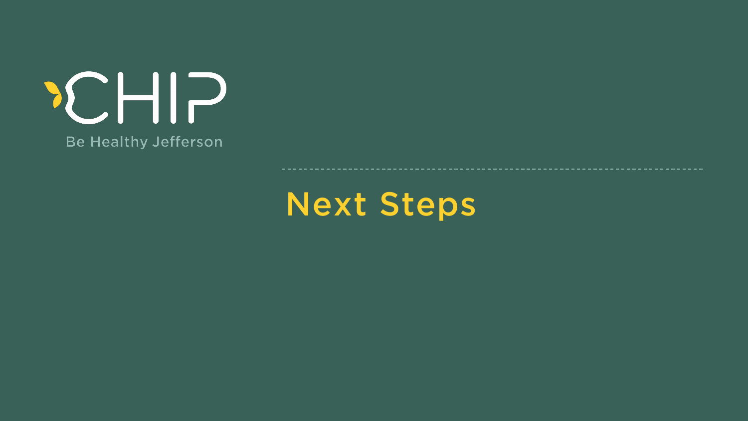CHIP

Be Healthy Jefferson

# Next Steps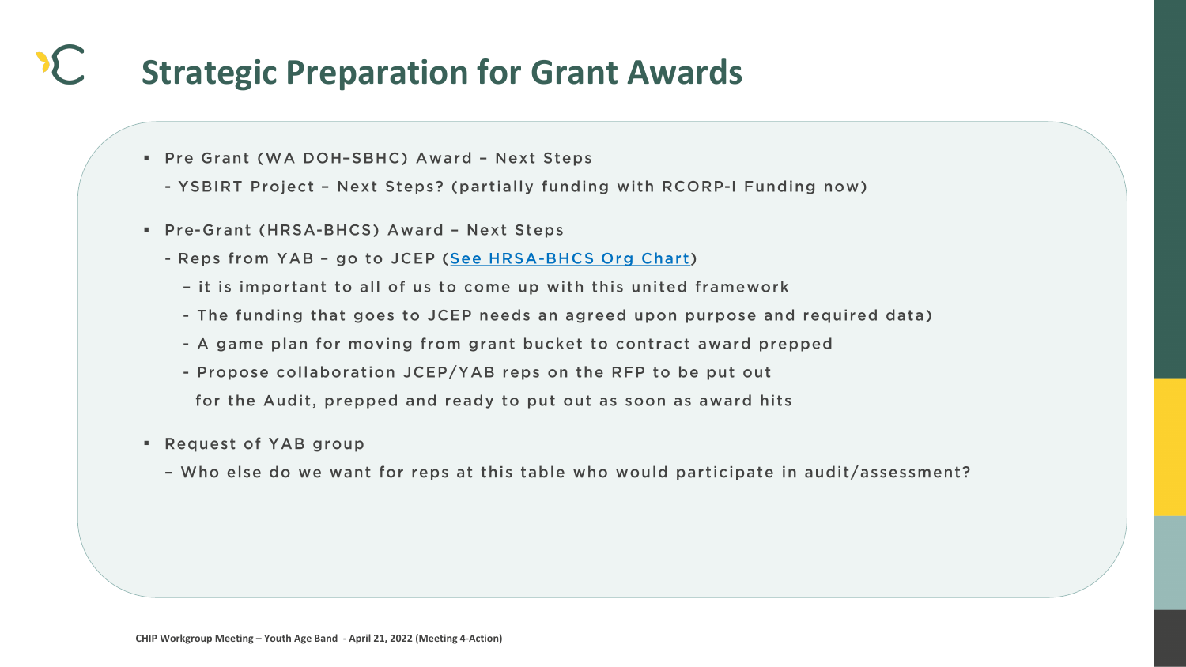# Strategic Preparation for Grant Awards

- Pre Grant (WA DOH–SBHC) Award – Next Steps
  - YSBIRT Project – Next Steps? (partially funding with RCORP-I Funding now)
- Pre-Grant (HRSA-BHCS) Award – Next Steps
  - Reps from YAB – go to JCEP ([See HRSA-BHCS Org Chart]())
    - it is important to all of us to come up with this united framework
    - The funding that goes to JCEP needs an agreed upon purpose and required data)
    - A game plan for moving from grant bucket to contract award prepped
    - Propose collaboration JCEP/YAB reps on the RFP to be put out for the Audit, prepped and ready to put out as soon as award hits
- Request of YAB group
  - Who else do we want for reps at this table who would participate in audit/assessment?

CHIP Workgroup Meeting – Youth Age Band - April 21, 2022 (Meeting 4-Action)